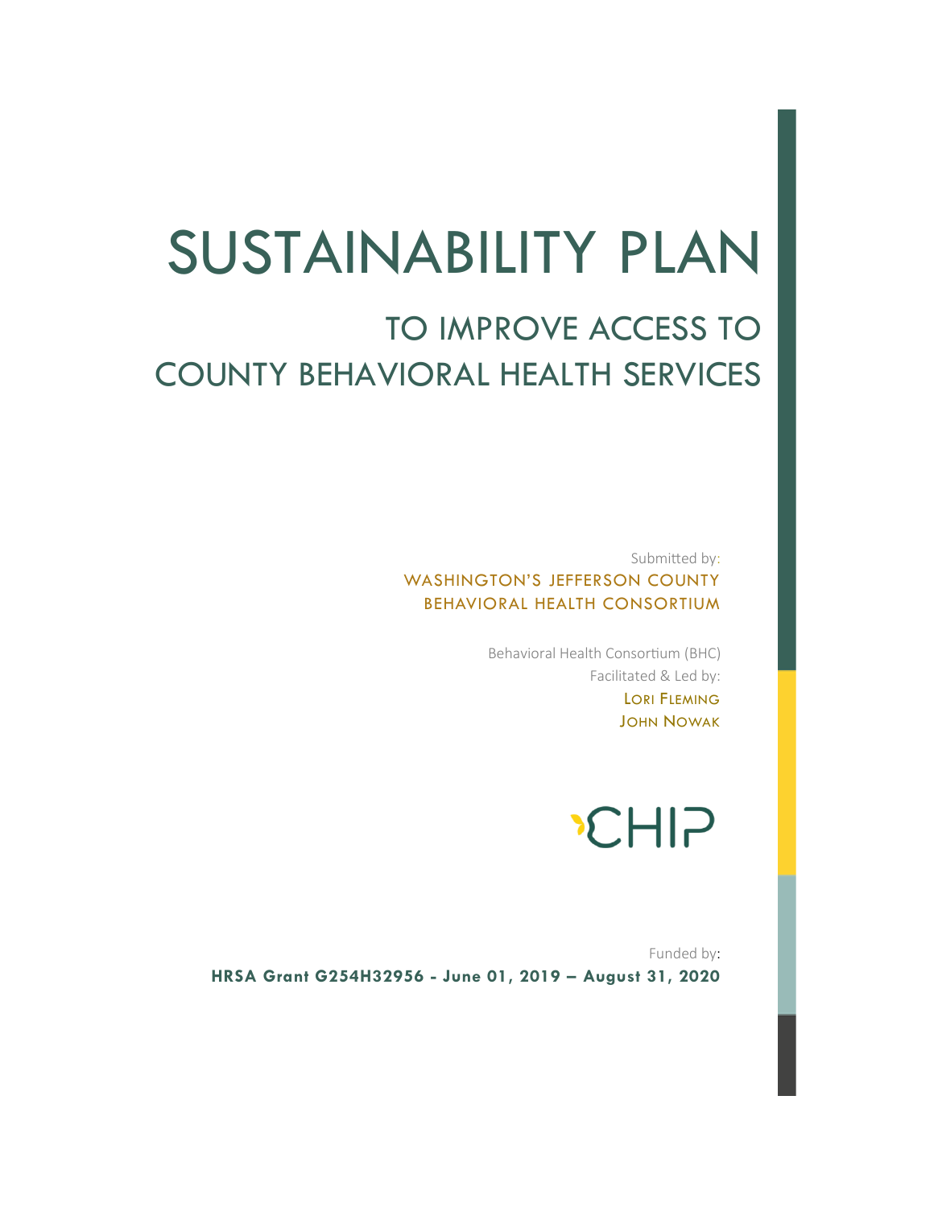# SUSTAINABILITY PLAN

## TO IMPROVE ACCESS TO COUNTY BEHAVIORAL HEALTH SERVICES

Submitted by:

WASHINGTON'S JEFFERSON COUNTY BEHAVIORAL HEALTH CONSORTIUM

Behavioral Health Consortium (BHC)
Facilitated & Led by:
LORI FLEMING
JOHN NOWAK

CHIP

Funded by:
**HRSA Grant G254H32956 - June 01, 2019 – August 31, 2020**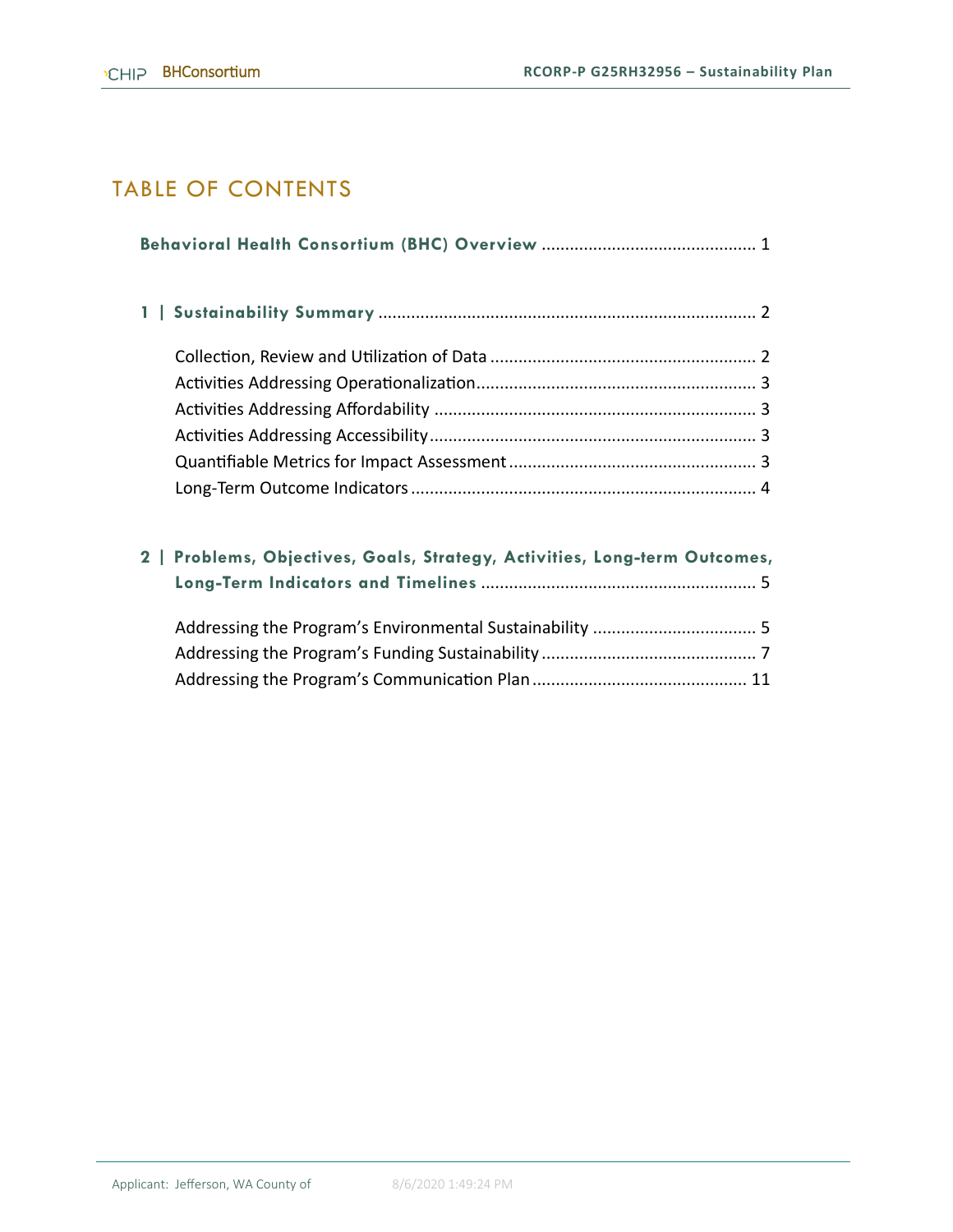# TABLE OF CONTENTS

**Behavioral Health Consortium (BHC) Overview** ............................................. 1

**1 | Sustainability Summary** ................................................................................ 2

- Collection, Review and Utilization of Data ........................................................ 2
- Activities Addressing Operationalization........................................................... 3
- Activities Addressing Affordability ..................................................................... 3
- Activities Addressing Accessibility..................................................................... 3
- Quantifiable Metrics for Impact Assessment .................................................... 3
- Long-Term Outcome Indicators ......................................................................... 4

**2 | Problems, Objectives, Goals, Strategy, Activities, Long-term Outcomes, Long-Term Indicators and Timelines** ........................................................... 5

- Addressing the Program's Environmental Sustainability ................................... 5
- Addressing the Program's Funding Sustainability ............................................. 7
- Addressing the Program's Communication Plan ............................................. 11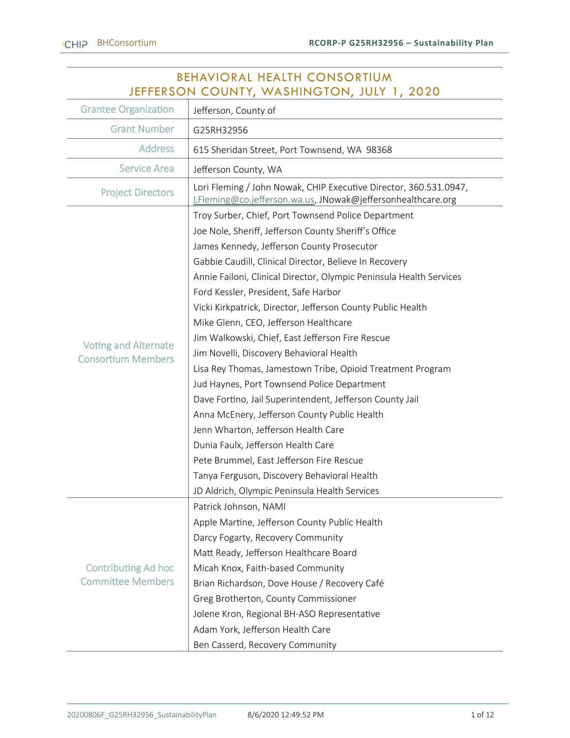# BEHAVIORAL HEALTH CONSORTIUM
# JEFFERSON COUNTY, WASHINGTON, JULY 1, 2020

| | |
|---|---|
| Grantee Organization | Jefferson, County of |
| Grant Number | G25RH32956 |
| Address | 615 Sheridan Street, Port Townsend, WA 98368 |
| Service Area | Jefferson County, WA |
| Project Directors | Lori Fleming / John Nowak, CHIP Executive Director, 360.531.0947, LFleming@co.jefferson.wa.us, JNowak@jeffersonhealthcare.org |
| Voting and Alternate Consortium Members | Troy Surber, Chief, Port Townsend Police Department<br>Joe Nole, Sheriff, Jefferson County Sheriff's Office<br>James Kennedy, Jefferson County Prosecutor<br>Gabbie Caudill, Clinical Director, Believe In Recovery<br>Annie Failoni, Clinical Director, Olympic Peninsula Health Services<br>Ford Kessler, President, Safe Harbor<br>Vicki Kirkpatrick, Director, Jefferson County Public Health<br>Mike Glenn, CEO, Jefferson Healthcare<br>Jim Walkowski, Chief, East Jefferson Fire Rescue<br>Jim Novelli, Discovery Behavioral Health<br>Lisa Rey Thomas, Jamestown Tribe, Opioid Treatment Program<br>Jud Haynes, Port Townsend Police Department<br>Dave Fortino, Jail Superintendent, Jefferson County Jail<br>Anna McEnery, Jefferson County Public Health<br>Jenn Wharton, Jefferson Health Care<br>Dunia Faulx, Jefferson Health Care<br>Pete Brummel, East Jefferson Fire Rescue<br>Tanya Ferguson, Discovery Behavioral Health<br>JD Aldrich, Olympic Peninsula Health Services |
| Contributing Ad hoc Committee Members | Patrick Johnson, NAMI<br>Apple Martine, Jefferson County Public Health<br>Darcy Fogarty, Recovery Community<br>Matt Ready, Jefferson Healthcare Board<br>Micah Knox, Faith-based Community<br>Brian Richardson, Dove House / Recovery Café<br>Greg Brotherton, County Commissioner<br>Jolene Kron, Regional BH-ASO Representative<br>Adam York, Jefferson Health Care<br>Ben Casserd, Recovery Community |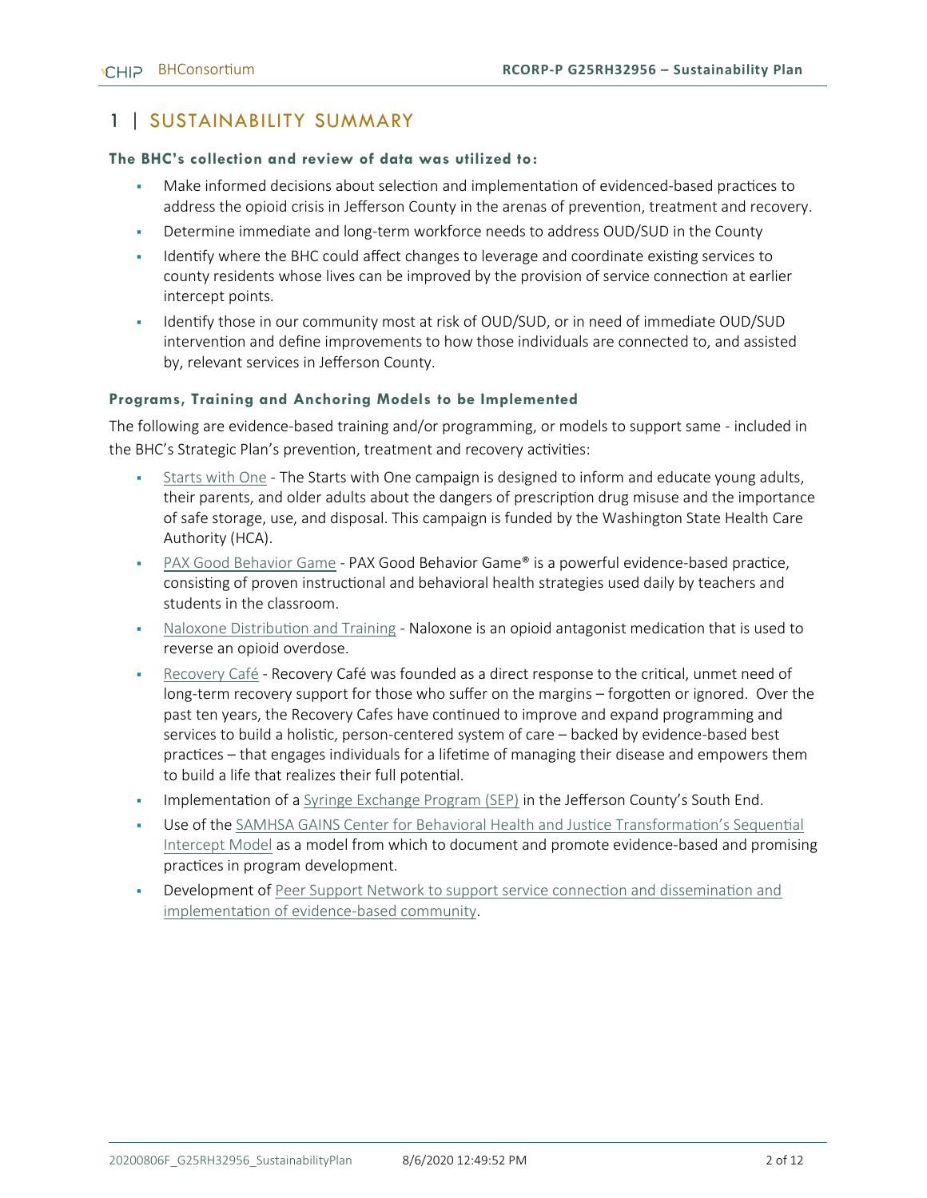# 1 | SUSTAINABILITY SUMMARY

### The BHC's collection and review of data was utilized to:

- Make informed decisions about selection and implementation of evidenced-based practices to address the opioid crisis in Jefferson County in the arenas of prevention, treatment and recovery.
- Determine immediate and long-term workforce needs to address OUD/SUD in the County
- Identify where the BHC could affect changes to leverage and coordinate existing services to county residents whose lives can be improved by the provision of service connection at earlier intercept points.
- Identify those in our community most at risk of OUD/SUD, or in need of immediate OUD/SUD intervention and define improvements to how those individuals are connected to, and assisted by, relevant services in Jefferson County.

### Programs, Training and Anchoring Models to be Implemented

The following are evidence-based training and/or programming, or models to support same - included in the BHC's Strategic Plan's prevention, treatment and recovery activities:

- Starts with One - The Starts with One campaign is designed to inform and educate young adults, their parents, and older adults about the dangers of prescription drug misuse and the importance of safe storage, use, and disposal. This campaign is funded by the Washington State Health Care Authority (HCA).
- PAX Good Behavior Game - PAX Good Behavior Game® is a powerful evidence-based practice, consisting of proven instructional and behavioral health strategies used daily by teachers and students in the classroom.
- Naloxone Distribution and Training - Naloxone is an opioid antagonist medication that is used to reverse an opioid overdose.
- Recovery Café - Recovery Café was founded as a direct response to the critical, unmet need of long-term recovery support for those who suffer on the margins – forgotten or ignored. Over the past ten years, the Recovery Cafes have continued to improve and expand programming and services to build a holistic, person-centered system of care – backed by evidence-based best practices – that engages individuals for a lifetime of managing their disease and empowers them to build a life that realizes their full potential.
- Implementation of a Syringe Exchange Program (SEP) in the Jefferson County's South End.
- Use of the SAMHSA GAINS Center for Behavioral Health and Justice Transformation's Sequential Intercept Model as a model from which to document and promote evidence-based and promising practices in program development.
- Development of Peer Support Network to support service connection and dissemination and implementation of evidence-based community.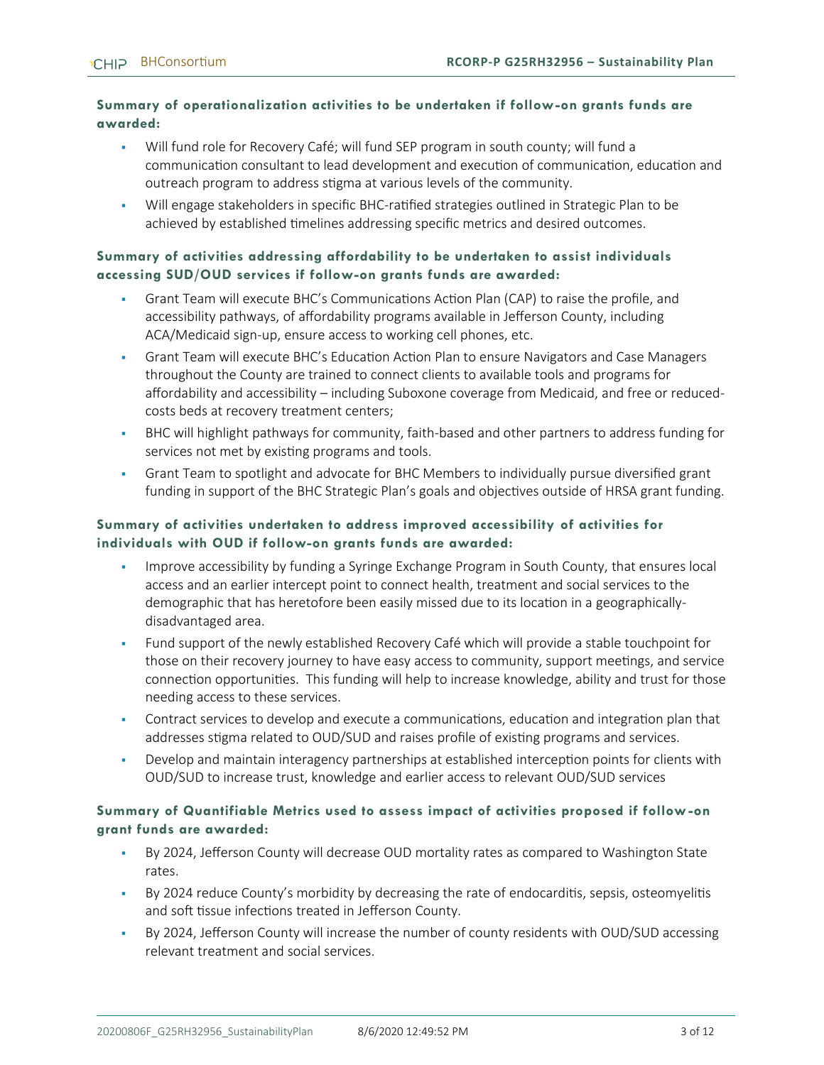### Summary of operationalization activities to be undertaken if follow-on grants funds are awarded:

- Will fund role for Recovery Café; will fund SEP program in south county; will fund a communication consultant to lead development and execution of communication, education and outreach program to address stigma at various levels of the community.
- Will engage stakeholders in specific BHC-ratified strategies outlined in Strategic Plan to be achieved by established timelines addressing specific metrics and desired outcomes.

### Summary of activities addressing affordability to be undertaken to assist individuals accessing SUD/OUD services if follow-on grants funds are awarded:

- Grant Team will execute BHC's Communications Action Plan (CAP) to raise the profile, and accessibility pathways, of affordability programs available in Jefferson County, including ACA/Medicaid sign-up, ensure access to working cell phones, etc.
- Grant Team will execute BHC's Education Action Plan to ensure Navigators and Case Managers throughout the County are trained to connect clients to available tools and programs for affordability and accessibility – including Suboxone coverage from Medicaid, and free or reduced-costs beds at recovery treatment centers;
- BHC will highlight pathways for community, faith-based and other partners to address funding for services not met by existing programs and tools.
- Grant Team to spotlight and advocate for BHC Members to individually pursue diversified grant funding in support of the BHC Strategic Plan's goals and objectives outside of HRSA grant funding.

### Summary of activities undertaken to address improved accessibility of activities for individuals with OUD if follow-on grants funds are awarded:

- Improve accessibility by funding a Syringe Exchange Program in South County, that ensures local access and an earlier intercept point to connect health, treatment and social services to the demographic that has heretofore been easily missed due to its location in a geographically-disadvantaged area.
- Fund support of the newly established Recovery Café which will provide a stable touchpoint for those on their recovery journey to have easy access to community, support meetings, and service connection opportunities. This funding will help to increase knowledge, ability and trust for those needing access to these services.
- Contract services to develop and execute a communications, education and integration plan that addresses stigma related to OUD/SUD and raises profile of existing programs and services.
- Develop and maintain interagency partnerships at established interception points for clients with OUD/SUD to increase trust, knowledge and earlier access to relevant OUD/SUD services

### Summary of Quantifiable Metrics used to assess impact of activities proposed if follow-on grant funds are awarded:

- By 2024, Jefferson County will decrease OUD mortality rates as compared to Washington State rates.
- By 2024 reduce County's morbidity by decreasing the rate of endocarditis, sepsis, osteomyelitis and soft tissue infections treated in Jefferson County.
- By 2024, Jefferson County will increase the number of county residents with OUD/SUD accessing relevant treatment and social services.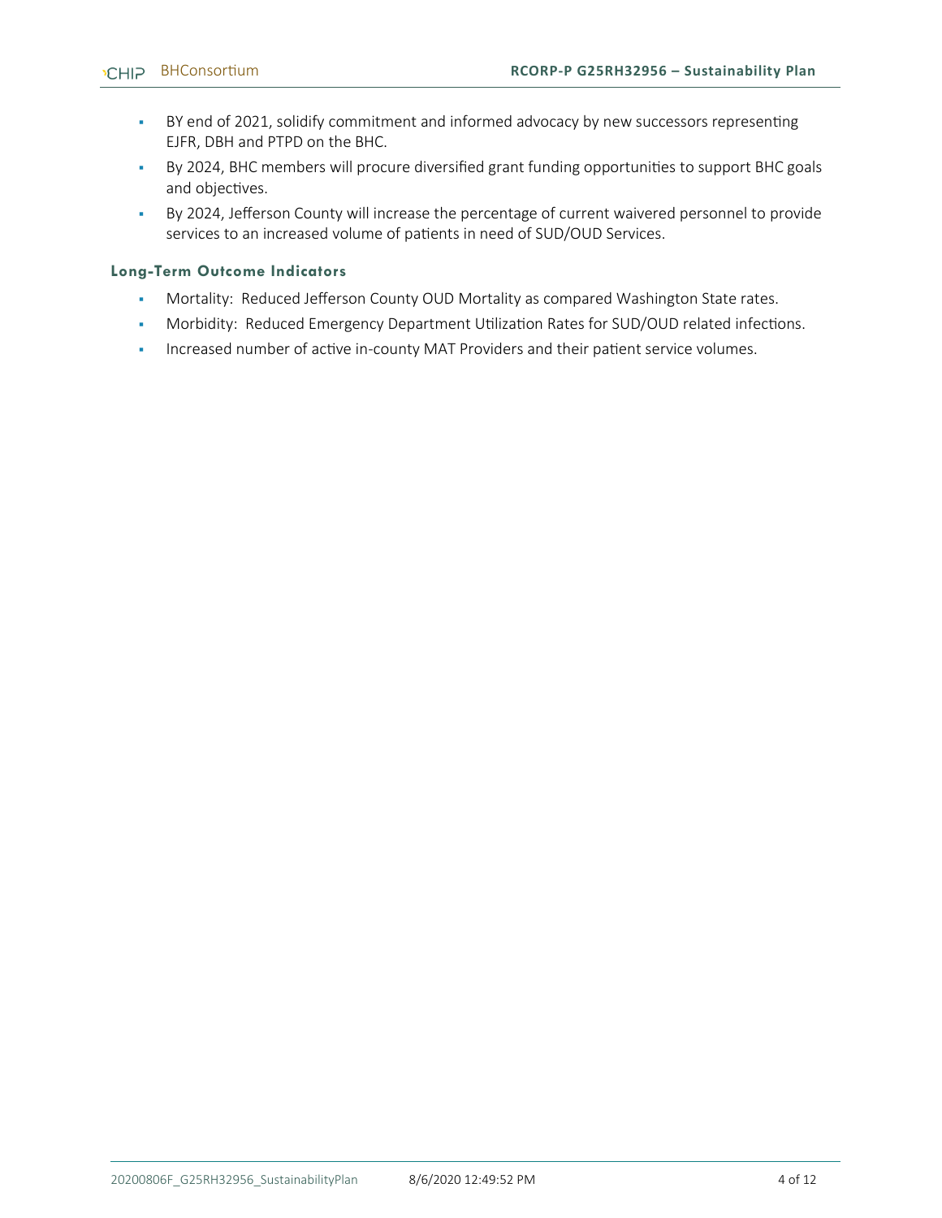- BY end of 2021, solidify commitment and informed advocacy by new successors representing EJFR, DBH and PTPD on the BHC.
- By 2024, BHC members will procure diversified grant funding opportunities to support BHC goals and objectives.
- By 2024, Jefferson County will increase the percentage of current waivered personnel to provide services to an increased volume of patients in need of SUD/OUD Services.

### Long-Term Outcome Indicators

- Mortality: Reduced Jefferson County OUD Mortality as compared Washington State rates.
- Morbidity: Reduced Emergency Department Utilization Rates for SUD/OUD related infections.
- Increased number of active in-county MAT Providers and their patient service volumes.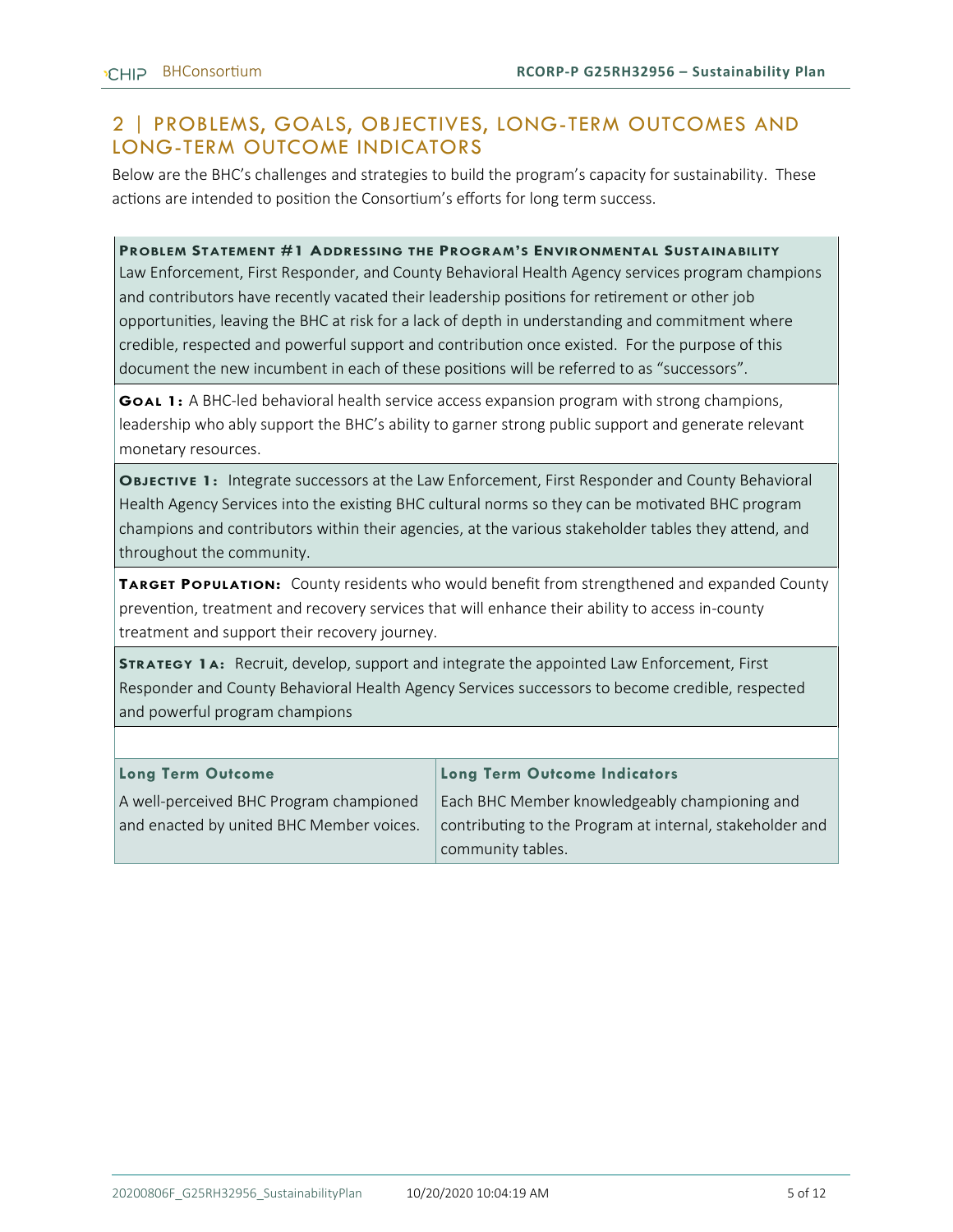## 2 | PROBLEMS, GOALS, OBJECTIVES, LONG-TERM OUTCOMES AND LONG-TERM OUTCOME INDICATORS

Below are the BHC's challenges and strategies to build the program's capacity for sustainability. These actions are intended to position the Consortium's efforts for long term success.

**Problem Statement #1 Addressing the Program's Environmental Sustainability**
Law Enforcement, First Responder, and County Behavioral Health Agency services program champions and contributors have recently vacated their leadership positions for retirement or other job opportunities, leaving the BHC at risk for a lack of depth in understanding and commitment where credible, respected and powerful support and contribution once existed. For the purpose of this document the new incumbent in each of these positions will be referred to as "successors".

**Goal 1:** A BHC-led behavioral health service access expansion program with strong champions, leadership who ably support the BHC's ability to garner strong public support and generate relevant monetary resources.

**Objective 1:** Integrate successors at the Law Enforcement, First Responder and County Behavioral Health Agency Services into the existing BHC cultural norms so they can be motivated BHC program champions and contributors within their agencies, at the various stakeholder tables they attend, and throughout the community.

**Target Population:** County residents who would benefit from strengthened and expanded County prevention, treatment and recovery services that will enhance their ability to access in-county treatment and support their recovery journey.

**Strategy 1a:** Recruit, develop, support and integrate the appointed Law Enforcement, First Responder and County Behavioral Health Agency Services successors to become credible, respected and powerful program champions

| Long Term Outcome | Long Term Outcome Indicators |
|---|---|
| A well-perceived BHC Program championed and enacted by united BHC Member voices. | Each BHC Member knowledgeably championing and contributing to the Program at internal, stakeholder and community tables. |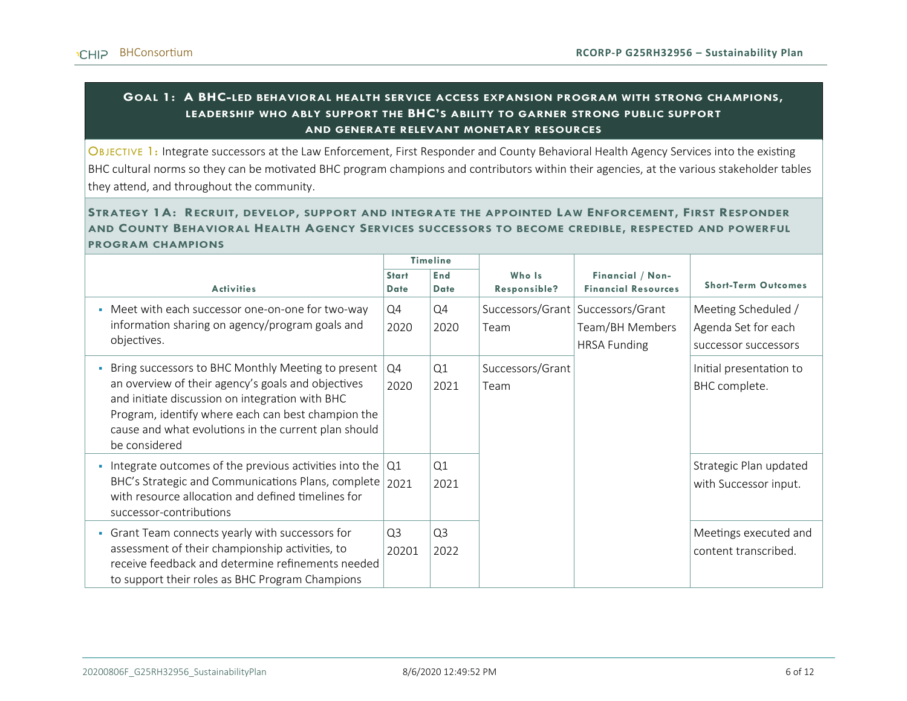## Goal 1: A BHC-led behavioral health service access expansion program with strong champions, leadership who ably support the BHC's ability to garner strong public support and generate relevant monetary resources

**Objective 1:** Integrate successors at the Law Enforcement, First Responder and County Behavioral Health Agency Services into the existing BHC cultural norms so they can be motivated BHC program champions and contributors within their agencies, at the various stakeholder tables they attend, and throughout the community.

### Strategy 1A: Recruit, develop, support and integrate the appointed Law Enforcement, First Responder and County Behavioral Health Agency Services successors to become credible, respected and powerful program champions

| Activities | Timeline | | Who Is Responsible? | Financial / Non-Financial Resources | Short-Term Outcomes |
|---|---|---|---|---|---|
| | Start Date | End Date | | | |
| ▪ Meet with each successor one-on-one for two-way information sharing on agency/program goals and objectives. | Q4 2020 | Q4 2020 | Successors/Grant Team | Successors/Grant Team/BH Members HRSA Funding | Meeting Scheduled / Agenda Set for each successor successors |
| ▪ Bring successors to BHC Monthly Meeting to present an overview of their agency's goals and objectives and initiate discussion on integration with BHC Program, identify where each can best champion the cause and what evolutions in the current plan should be considered | Q4 2020 | Q1 2021 | Successors/Grant Team | | Initial presentation to BHC complete. |
| ▪ Integrate outcomes of the previous activities into the BHC's Strategic and Communications Plans, complete with resource allocation and defined timelines for successor-contributions | Q1 2021 | Q1 2021 | | | Strategic Plan updated with Successor input. |
| ▪ Grant Team connects yearly with successors for assessment of their championship activities, to receive feedback and determine refinements needed to support their roles as BHC Program Champions | Q3 20201 | Q3 2022 | | | Meetings executed and content transcribed. |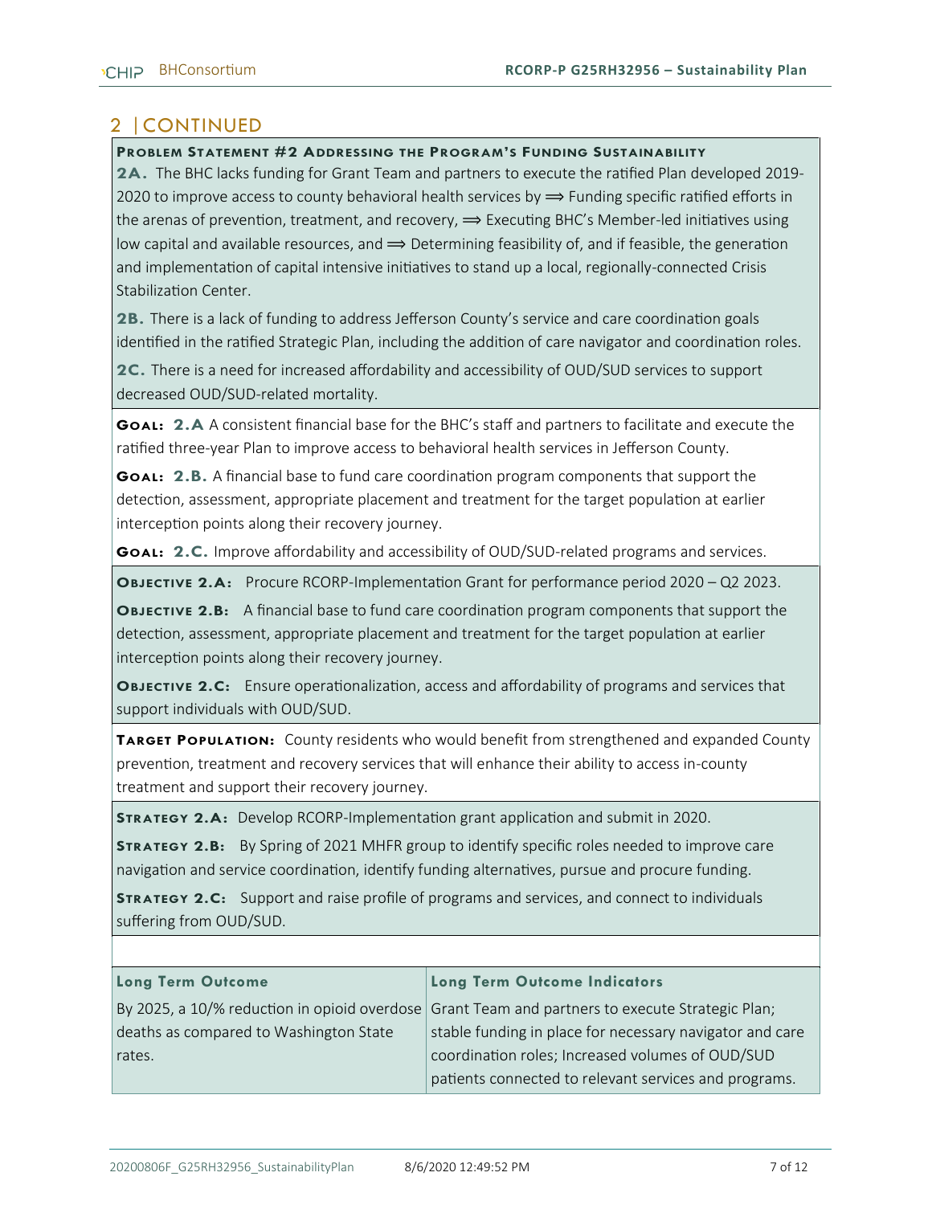## 2 | CONTINUED

**PROBLEM STATEMENT #2 ADDRESSING THE PROGRAM'S FUNDING SUSTAINABILITY**

**2A.** The BHC lacks funding for Grant Team and partners to execute the ratified Plan developed 2019-2020 to improve access to county behavioral health services by ⟹ Funding specific ratified efforts in the arenas of prevention, treatment, and recovery, ⟹ Executing BHC's Member-led initiatives using low capital and available resources, and ⟹ Determining feasibility of, and if feasible, the generation and implementation of capital intensive initiatives to stand up a local, regionally-connected Crisis Stabilization Center.

**2B.** There is a lack of funding to address Jefferson County's service and care coordination goals identified in the ratified Strategic Plan, including the addition of care navigator and coordination roles.

**2C.** There is a need for increased affordability and accessibility of OUD/SUD services to support decreased OUD/SUD-related mortality.

**GOAL: 2.A** A consistent financial base for the BHC's staff and partners to facilitate and execute the ratified three-year Plan to improve access to behavioral health services in Jefferson County.

**GOAL: 2.B.** A financial base to fund care coordination program components that support the detection, assessment, appropriate placement and treatment for the target population at earlier interception points along their recovery journey.

**GOAL: 2.C.** Improve affordability and accessibility of OUD/SUD-related programs and services.

**OBJECTIVE 2.A:** Procure RCORP-Implementation Grant for performance period 2020 – Q2 2023.

**OBJECTIVE 2.B:** A financial base to fund care coordination program components that support the detection, assessment, appropriate placement and treatment for the target population at earlier interception points along their recovery journey.

**OBJECTIVE 2.C:** Ensure operationalization, access and affordability of programs and services that support individuals with OUD/SUD.

**TARGET POPULATION:** County residents who would benefit from strengthened and expanded County prevention, treatment and recovery services that will enhance their ability to access in-county treatment and support their recovery journey.

**STRATEGY 2.A:** Develop RCORP-Implementation grant application and submit in 2020.

**STRATEGY 2.B:** By Spring of 2021 MHFR group to identify specific roles needed to improve care navigation and service coordination, identify funding alternatives, pursue and procure funding.

**STRATEGY 2.C:** Support and raise profile of programs and services, and connect to individuals suffering from OUD/SUD.

| Long Term Outcome | Long Term Outcome Indicators |
| --- | --- |
| By 2025, a 10/% reduction in opioid overdose deaths as compared to Washington State rates. | Grant Team and partners to execute Strategic Plan; stable funding in place for necessary navigator and care coordination roles; Increased volumes of OUD/SUD patients connected to relevant services and programs. |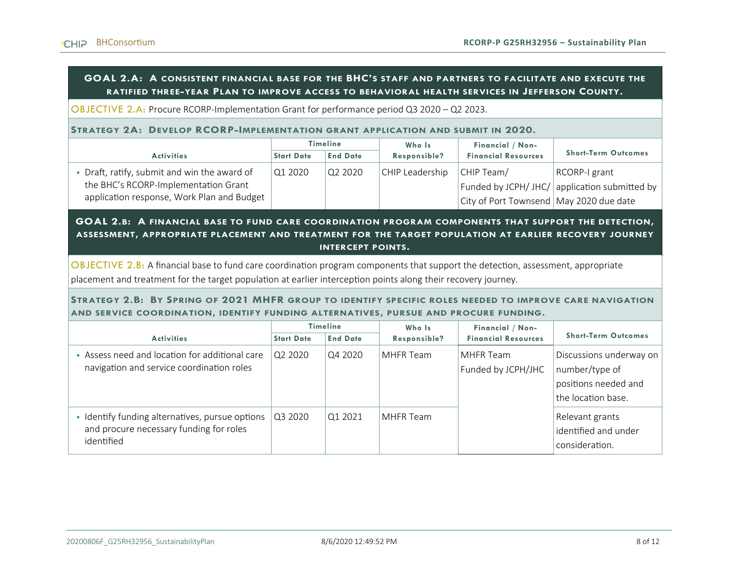## GOAL 2.A: A consistent financial base for the BHC's staff and partners to facilitate and execute the ratified three-year Plan to improve access to behavioral health services in Jefferson County.

**OBJECTIVE 2.A:** Procure RCORP-Implementation Grant for performance period Q3 2020 – Q2 2023.

**STRATEGY 2A: Develop RCORP-Implementation grant application and submit in 2020.**

| Activities | Timeline | | Who Is Responsible? | Financial / Non-Financial Resources | Short-Term Outcomes |
|---|---|---|---|---|---|
| | Start Date | End Date | | | |
| ▪ Draft, ratify, submit and win the award of the BHC's RCORP-Implementation Grant application response, Work Plan and Budget | Q1 2020 | Q2 2020 | CHIP Leadership | CHIP Team/ Funded by JCPH/ JHC/ City of Port Townsend | RCORP-I grant application submitted by May 2020 due date |

## GOAL 2.B: A financial base to fund care coordination program components that support the detection, assessment, appropriate placement and treatment for the target population at earlier recovery journey intercept points.

**OBJECTIVE 2.B:** A financial base to fund care coordination program components that support the detection, assessment, appropriate placement and treatment for the target population at earlier interception points along their recovery journey.

**STRATEGY 2.B: By Spring of 2021 MHFR group to identify specific roles needed to improve care navigation and service coordination, identify funding alternatives, pursue and procure funding.**

| Activities | Timeline | | Who Is Responsible? | Financial / Non-Financial Resources | Short-Term Outcomes |
|---|---|---|---|---|---|
| | Start Date | End Date | | | |
| ▪ Assess need and location for additional care navigation and service coordination roles | Q2 2020 | Q4 2020 | MHFR Team | MHFR Team Funded by JCPH/JHC | Discussions underway on number/type of positions needed and the location base. |
| ▪ Identify funding alternatives, pursue options and procure necessary funding for roles identified | Q3 2020 | Q1 2021 | MHFR Team | | Relevant grants identified and under consideration. |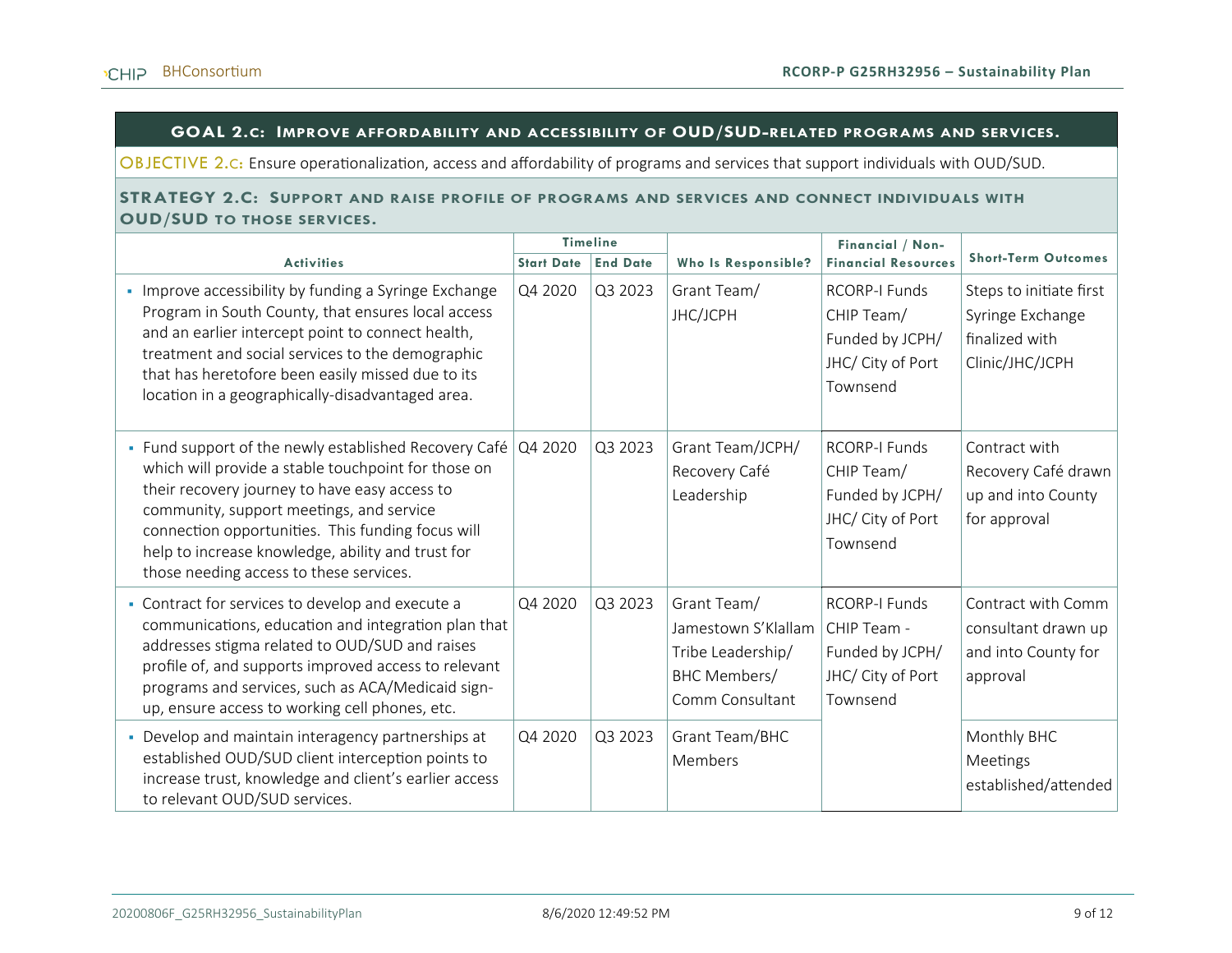## GOAL 2.C: Improve affordability and accessibility of OUD/SUD-related programs and services.

OBJECTIVE 2.C: Ensure operationalization, access and affordability of programs and services that support individuals with OUD/SUD.

### STRATEGY 2.C: Support and raise profile of programs and services and connect individuals with OUD/SUD to those services.

| Activities | Timeline | | Who Is Responsible? | Financial / Non-Financial Resources | Short-Term Outcomes |
|---|---|---|---|---|---|
| | Start Date | End Date | | | |
| ▪ Improve accessibility by funding a Syringe Exchange Program in South County, that ensures local access and an earlier intercept point to connect health, treatment and social services to the demographic that has heretofore been easily missed due to its location in a geographically-disadvantaged area. | Q4 2020 | Q3 2023 | Grant Team/ JHC/JCPH | RCORP-I Funds CHIP Team/ Funded by JCPH/ JHC/ City of Port Townsend | Steps to initiate first Syringe Exchange finalized with Clinic/JHC/JCPH |
| ▪ Fund support of the newly established Recovery Café which will provide a stable touchpoint for those on their recovery journey to have easy access to community, support meetings, and service connection opportunities. This funding focus will help to increase knowledge, ability and trust for those needing access to these services. | Q4 2020 | Q3 2023 | Grant Team/JCPH/ Recovery Café Leadership | RCORP-I Funds CHIP Team/ Funded by JCPH/ JHC/ City of Port Townsend | Contract with Recovery Café drawn up and into County for approval |
| ▪ Contract for services to develop and execute a communications, education and integration plan that addresses stigma related to OUD/SUD and raises profile of, and supports improved access to relevant programs and services, such as ACA/Medicaid sign-up, ensure access to working cell phones, etc. | Q4 2020 | Q3 2023 | Grant Team/ Jamestown S'Klallam Tribe Leadership/ BHC Members/ Comm Consultant | RCORP-I Funds CHIP Team - Funded by JCPH/ JHC/ City of Port Townsend | Contract with Comm consultant drawn up and into County for approval |
| ▪ Develop and maintain interagency partnerships at established OUD/SUD client interception points to increase trust, knowledge and client's earlier access to relevant OUD/SUD services. | Q4 2020 | Q3 2023 | Grant Team/BHC Members | | Monthly BHC Meetings established/attended |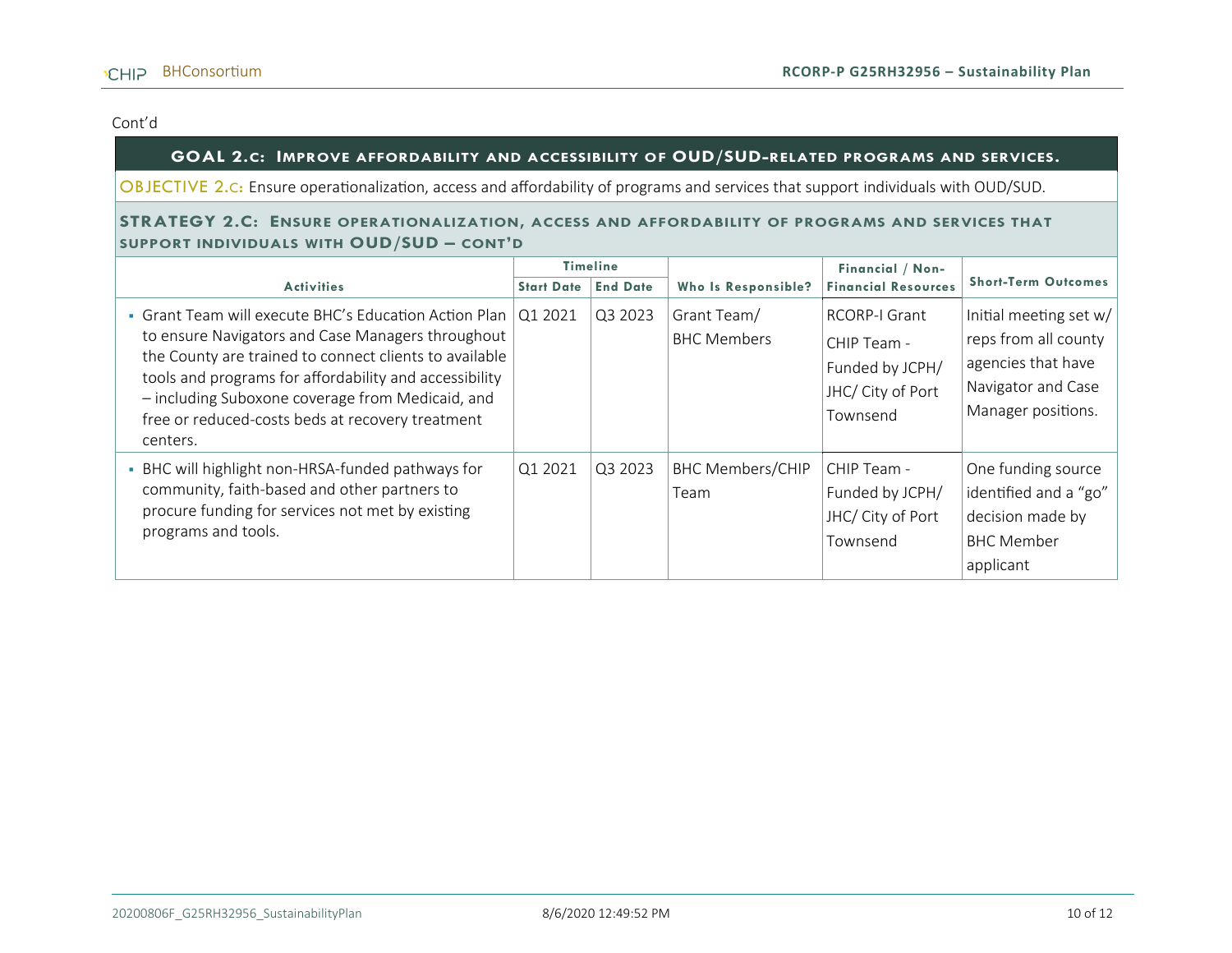Cont'd

## GOAL 2.C: Improve affordability and accessibility of OUD/SUD-related programs and services.

**OBJECTIVE 2.C:** Ensure operationalization, access and affordability of programs and services that support individuals with OUD/SUD.

### STRATEGY 2.C: Ensure operationalization, access and affordability of programs and services that support individuals with OUD/SUD – cont'd

| Activities | Timeline | | Who Is Responsible? | Financial / Non-Financial Resources | Short-Term Outcomes |
|---|---|---|---|---|---|
| | Start Date | End Date | | | |
| ▪ Grant Team will execute BHC's Education Action Plan to ensure Navigators and Case Managers throughout the County are trained to connect clients to available tools and programs for affordability and accessibility – including Suboxone coverage from Medicaid, and free or reduced-costs beds at recovery treatment centers. | Q1 2021 | Q3 2023 | Grant Team/ BHC Members | RCORP-I Grant<br>CHIP Team - Funded by JCPH/ JHC/ City of Port Townsend | Initial meeting set w/ reps from all county agencies that have Navigator and Case Manager positions. |
| ▪ BHC will highlight non-HRSA-funded pathways for community, faith-based and other partners to procure funding for services not met by existing programs and tools. | Q1 2021 | Q3 2023 | BHC Members/CHIP Team | CHIP Team - Funded by JCPH/ JHC/ City of Port Townsend | One funding source identified and a "go" decision made by BHC Member applicant |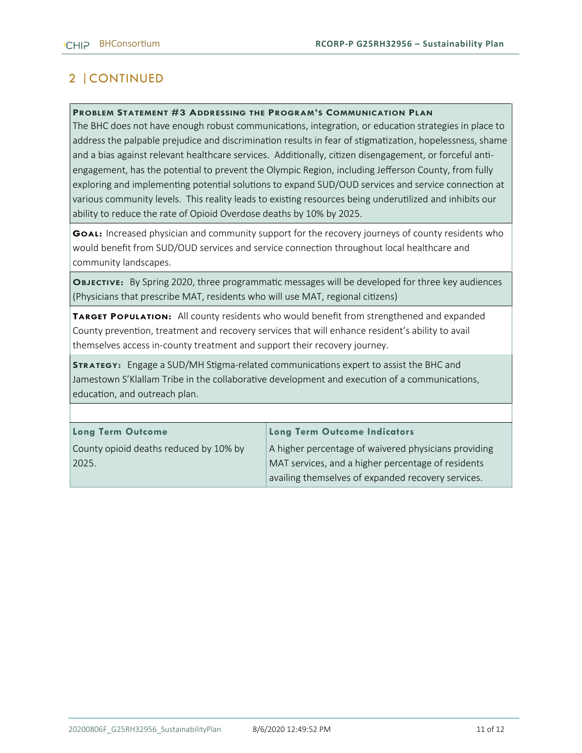## 2 | CONTINUED

**PROBLEM STATEMENT #3 ADDRESSING THE PROGRAM'S COMMUNICATION PLAN**

The BHC does not have enough robust communications, integration, or education strategies in place to address the palpable prejudice and discrimination results in fear of stigmatization, hopelessness, shame and a bias against relevant healthcare services. Additionally, citizen disengagement, or forceful anti-engagement, has the potential to prevent the Olympic Region, including Jefferson County, from fully exploring and implementing potential solutions to expand SUD/OUD services and service connection at various community levels. This reality leads to existing resources being underutilized and inhibits our ability to reduce the rate of Opioid Overdose deaths by 10% by 2025.

**GOAL:** Increased physician and community support for the recovery journeys of county residents who would benefit from SUD/OUD services and service connection throughout local healthcare and community landscapes.

**OBJECTIVE:** By Spring 2020, three programmatic messages will be developed for three key audiences (Physicians that prescribe MAT, residents who will use MAT, regional citizens)

**TARGET POPULATION:** All county residents who would benefit from strengthened and expanded County prevention, treatment and recovery services that will enhance resident's ability to avail themselves access in-county treatment and support their recovery journey.

**STRATEGY:** Engage a SUD/MH Stigma-related communications expert to assist the BHC and Jamestown S'Klallam Tribe in the collaborative development and execution of a communications, education, and outreach plan.

| Long Term Outcome | Long Term Outcome Indicators |
|---|---|
| County opioid deaths reduced by 10% by 2025. | A higher percentage of waivered physicians providing MAT services, and a higher percentage of residents availing themselves of expanded recovery services. |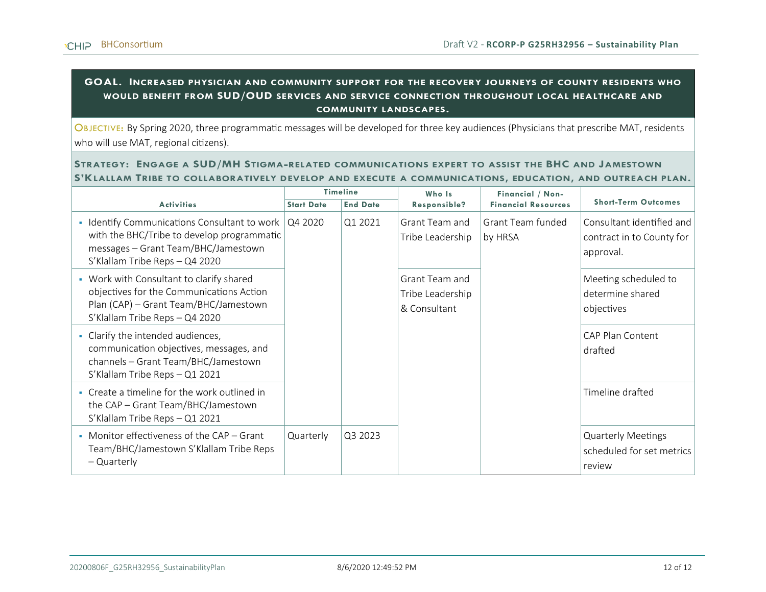**GOAL. Increased physician and community support for the recovery journeys of county residents who would benefit from SUD/OUD services and service connection throughout local healthcare and community landscapes.**

**OBJECTIVE:** By Spring 2020, three programmatic messages will be developed for three key audiences (Physicians that prescribe MAT, residents who will use MAT, regional citizens).

**STRATEGY: Engage a SUD/MH Stigma-related communications expert to assist the BHC and Jamestown S'Klallam Tribe to collaboratively develop and execute a communications, education, and outreach plan.**

| Activities | Timeline | | Who Is Responsible? | Financial / Non-Financial Resources | Short-Term Outcomes |
|---|---|---|---|---|---|
| | Start Date | End Date | | | |
| ▪ Identify Communications Consultant to work with the BHC/Tribe to develop programmatic messages – Grant Team/BHC/Jamestown S'Klallam Tribe Reps – Q4 2020 | Q4 2020 | Q1 2021 | Grant Team and Tribe Leadership | Grant Team funded by HRSA | Consultant identified and contract in to County for approval. |
| ▪ Work with Consultant to clarify shared objectives for the Communications Action Plan (CAP) – Grant Team/BHC/Jamestown S'Klallam Tribe Reps – Q4 2020 | | | Grant Team and Tribe Leadership & Consultant | | Meeting scheduled to determine shared objectives |
| ▪ Clarify the intended audiences, communication objectives, messages, and channels – Grant Team/BHC/Jamestown S'Klallam Tribe Reps – Q1 2021 | | | | | CAP Plan Content drafted |
| ▪ Create a timeline for the work outlined in the CAP – Grant Team/BHC/Jamestown S'Klallam Tribe Reps – Q1 2021 | | | | | Timeline drafted |
| ▪ Monitor effectiveness of the CAP – Grant Team/BHC/Jamestown S'Klallam Tribe Reps – Quarterly | Quarterly | Q3 2023 | | | Quarterly Meetings scheduled for set metrics review |